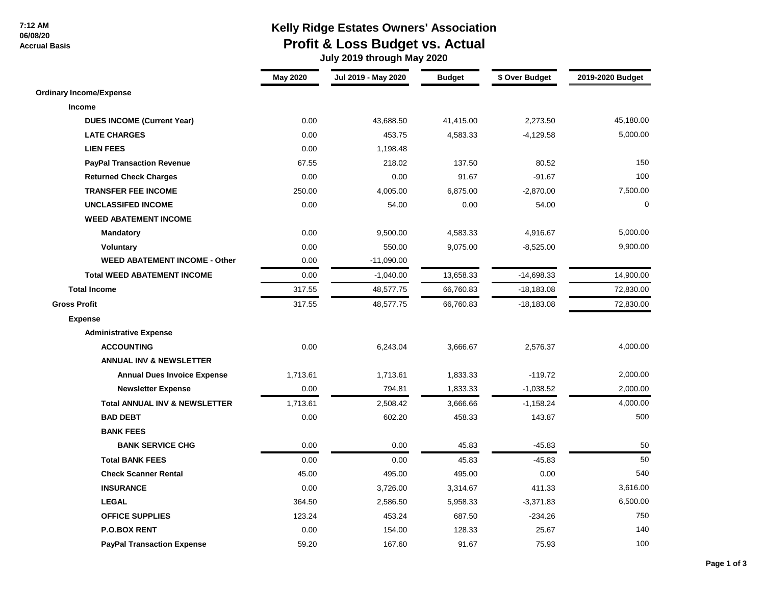# Kelly Ridge Estates Owners' Association

## Profit & Loss Budget vs. Actual

### July 2019 through May 2020

7:12 AM
06/08/20
Accrual Basis

| | May 2020 | Jul 2019 - May 2020 | Budget | $ Over Budget | 2019-2020 Budget |
|---|---|---|---|---|---|
| **Ordinary Income/Expense** | | | | | |
| **Income** | | | | | |
| **DUES INCOME (Current Year)** | 0.00 | 43,688.50 | 41,415.00 | 2,273.50 | 45,180.00 |
| **LATE CHARGES** | 0.00 | 453.75 | 4,583.33 | -4,129.58 | 5,000.00 |
| **LIEN FEES** | 0.00 | 1,198.48 | | | |
| **PayPal Transaction Revenue** | 67.55 | 218.02 | 137.50 | 80.52 | 150 |
| **Returned Check Charges** | 0.00 | 0.00 | 91.67 | -91.67 | 100 |
| **TRANSFER FEE INCOME** | 250.00 | 4,005.00 | 6,875.00 | -2,870.00 | 7,500.00 |
| **UNCLASSIFED INCOME** | 0.00 | 54.00 | 0.00 | 54.00 | 0 |
| **WEED ABATEMENT INCOME** | | | | | |
| **Mandatory** | 0.00 | 9,500.00 | 4,583.33 | 4,916.67 | 5,000.00 |
| **Voluntary** | 0.00 | 550.00 | 9,075.00 | -8,525.00 | 9,900.00 |
| **WEED ABATEMENT INCOME - Other** | 0.00 | -11,090.00 | | | |
| **Total WEED ABATEMENT INCOME** | 0.00 | -1,040.00 | 13,658.33 | -14,698.33 | 14,900.00 |
| **Total Income** | 317.55 | 48,577.75 | 66,760.83 | -18,183.08 | 72,830.00 |
| **Gross Profit** | 317.55 | 48,577.75 | 66,760.83 | -18,183.08 | 72,830.00 |
| **Expense** | | | | | |
| **Administrative Expense** | | | | | |
| **ACCOUNTING** | 0.00 | 6,243.04 | 3,666.67 | 2,576.37 | 4,000.00 |
| **ANNUAL INV & NEWSLETTER** | | | | | |
| **Annual Dues Invoice Expense** | 1,713.61 | 1,713.61 | 1,833.33 | -119.72 | 2,000.00 |
| **Newsletter Expense** | 0.00 | 794.81 | 1,833.33 | -1,038.52 | 2,000.00 |
| **Total ANNUAL INV & NEWSLETTER** | 1,713.61 | 2,508.42 | 3,666.66 | -1,158.24 | 4,000.00 |
| **BAD DEBT** | 0.00 | 602.20 | 458.33 | 143.87 | 500 |
| **BANK FEES** | | | | | |
| **BANK SERVICE CHG** | 0.00 | 0.00 | 45.83 | -45.83 | 50 |
| **Total BANK FEES** | 0.00 | 0.00 | 45.83 | -45.83 | 50 |
| **Check Scanner Rental** | 45.00 | 495.00 | 495.00 | 0.00 | 540 |
| **INSURANCE** | 0.00 | 3,726.00 | 3,314.67 | 411.33 | 3,616.00 |
| **LEGAL** | 364.50 | 2,586.50 | 5,958.33 | -3,371.83 | 6,500.00 |
| **OFFICE SUPPLIES** | 123.24 | 453.24 | 687.50 | -234.26 | 750 |
| **P.O.BOX RENT** | 0.00 | 154.00 | 128.33 | 25.67 | 140 |
| **PayPal Transaction Expense** | 59.20 | 167.60 | 91.67 | 75.93 | 100 |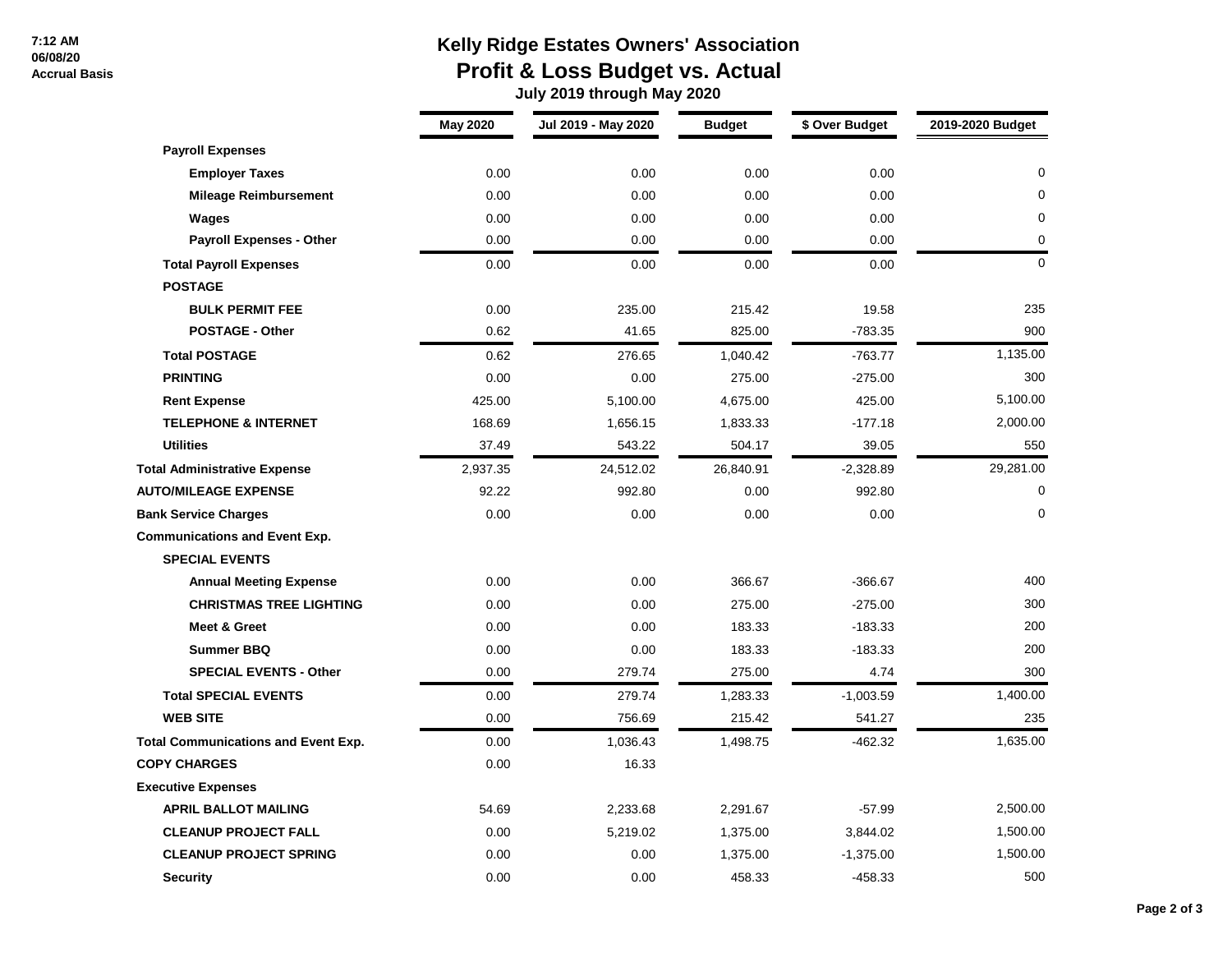# Kelly Ridge Estates Owners' Association
## Profit & Loss Budget vs. Actual
### July 2019 through May 2020

7:12 AM
06/08/20
Accrual Basis

| | May 2020 | Jul 2019 - May 2020 | Budget | $ Over Budget | 2019-2020 Budget |
|---|---|---|---|---|---|
| **Payroll Expenses** | | | | | |
| **Employer Taxes** | 0.00 | 0.00 | 0.00 | 0.00 | 0 |
| **Mileage Reimbursement** | 0.00 | 0.00 | 0.00 | 0.00 | 0 |
| **Wages** | 0.00 | 0.00 | 0.00 | 0.00 | 0 |
| **Payroll Expenses - Other** | 0.00 | 0.00 | 0.00 | 0.00 | 0 |
| **Total Payroll Expenses** | 0.00 | 0.00 | 0.00 | 0.00 | 0 |
| **POSTAGE** | | | | | |
| **BULK PERMIT FEE** | 0.00 | 235.00 | 215.42 | 19.58 | 235 |
| **POSTAGE - Other** | 0.62 | 41.65 | 825.00 | -783.35 | 900 |
| **Total POSTAGE** | 0.62 | 276.65 | 1,040.42 | -763.77 | 1,135.00 |
| **PRINTING** | 0.00 | 0.00 | 275.00 | -275.00 | 300 |
| **Rent Expense** | 425.00 | 5,100.00 | 4,675.00 | 425.00 | 5,100.00 |
| **TELEPHONE & INTERNET** | 168.69 | 1,656.15 | 1,833.33 | -177.18 | 2,000.00 |
| **Utilities** | 37.49 | 543.22 | 504.17 | 39.05 | 550 |
| **Total Administrative Expense** | 2,937.35 | 24,512.02 | 26,840.91 | -2,328.89 | 29,281.00 |
| **AUTO/MILEAGE EXPENSE** | 92.22 | 992.80 | 0.00 | 992.80 | 0 |
| **Bank Service Charges** | 0.00 | 0.00 | 0.00 | 0.00 | 0 |
| **Communications and Event Exp.** | | | | | |
| **SPECIAL EVENTS** | | | | | |
| **Annual Meeting Expense** | 0.00 | 0.00 | 366.67 | -366.67 | 400 |
| **CHRISTMAS TREE LIGHTING** | 0.00 | 0.00 | 275.00 | -275.00 | 300 |
| **Meet & Greet** | 0.00 | 0.00 | 183.33 | -183.33 | 200 |
| **Summer BBQ** | 0.00 | 0.00 | 183.33 | -183.33 | 200 |
| **SPECIAL EVENTS - Other** | 0.00 | 279.74 | 275.00 | 4.74 | 300 |
| **Total SPECIAL EVENTS** | 0.00 | 279.74 | 1,283.33 | -1,003.59 | 1,400.00 |
| **WEB SITE** | 0.00 | 756.69 | 215.42 | 541.27 | 235 |
| **Total Communications and Event Exp.** | 0.00 | 1,036.43 | 1,498.75 | -462.32 | 1,635.00 |
| **COPY CHARGES** | 0.00 | 16.33 | | | |
| **Executive Expenses** | | | | | |
| **APRIL BALLOT MAILING** | 54.69 | 2,233.68 | 2,291.67 | -57.99 | 2,500.00 |
| **CLEANUP PROJECT FALL** | 0.00 | 5,219.02 | 1,375.00 | 3,844.02 | 1,500.00 |
| **CLEANUP PROJECT SPRING** | 0.00 | 0.00 | 1,375.00 | -1,375.00 | 1,500.00 |
| **Security** | 0.00 | 0.00 | 458.33 | -458.33 | 500 |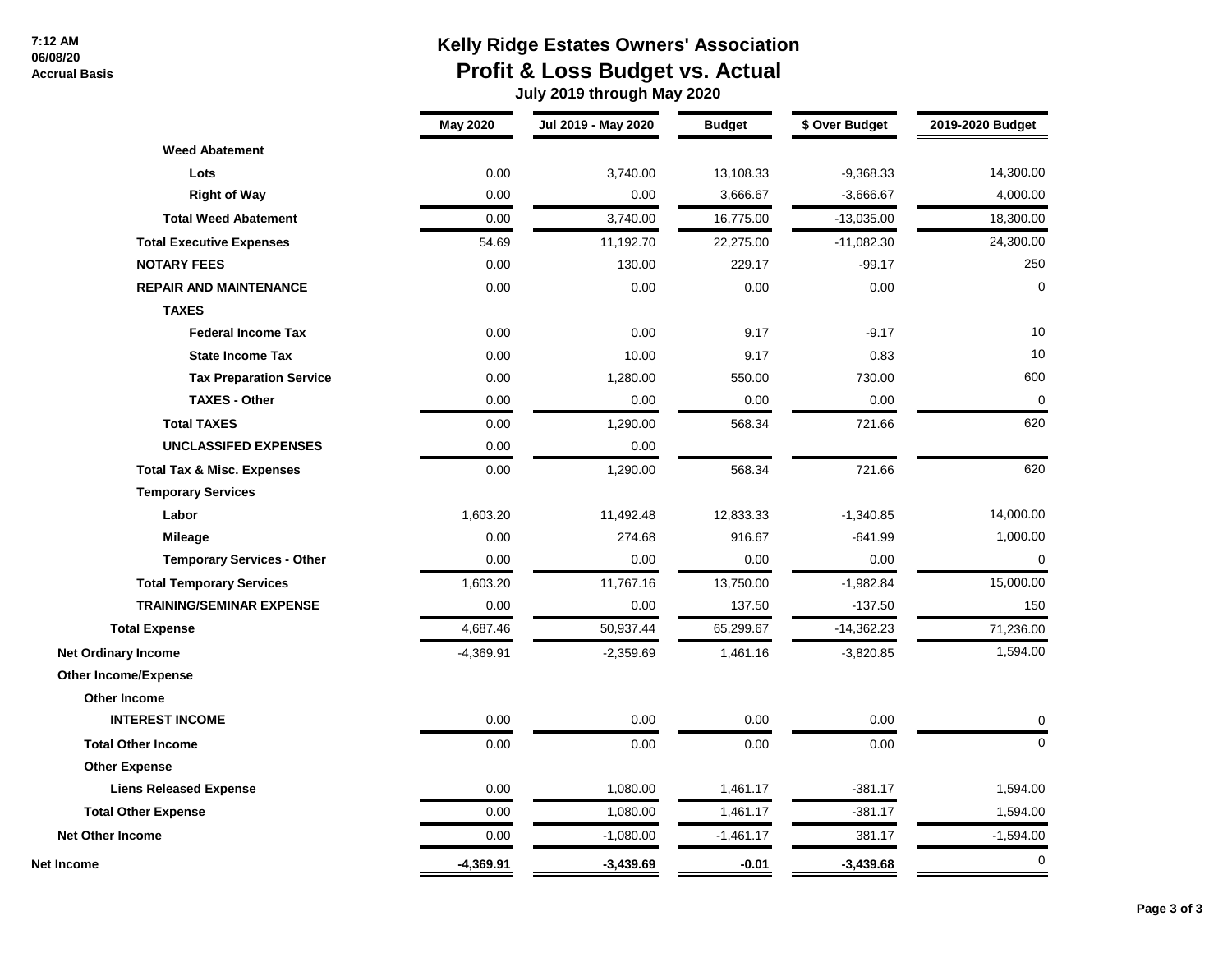# Kelly Ridge Estates Owners' Association

## Profit & Loss Budget vs. Actual

### July 2019 through May 2020

7:12 AM
06/08/20
Accrual Basis

| | May 2020 | Jul 2019 - May 2020 | Budget | $ Over Budget | 2019-2020 Budget |
|---|---|---|---|---|---|
| **Weed Abatement** | | | | | |
| **Lots** | 0.00 | 3,740.00 | 13,108.33 | -9,368.33 | 14,300.00 |
| **Right of Way** | 0.00 | 0.00 | 3,666.67 | -3,666.67 | 4,000.00 |
| **Total Weed Abatement** | 0.00 | 3,740.00 | 16,775.00 | -13,035.00 | 18,300.00 |
| **Total Executive Expenses** | 54.69 | 11,192.70 | 22,275.00 | -11,082.30 | 24,300.00 |
| **NOTARY FEES** | 0.00 | 130.00 | 229.17 | -99.17 | 250 |
| **REPAIR AND MAINTENANCE** | 0.00 | 0.00 | 0.00 | 0.00 | 0 |
| **TAXES** | | | | | |
| **Federal Income Tax** | 0.00 | 0.00 | 9.17 | -9.17 | 10 |
| **State Income Tax** | 0.00 | 10.00 | 9.17 | 0.83 | 10 |
| **Tax Preparation Service** | 0.00 | 1,280.00 | 550.00 | 730.00 | 600 |
| **TAXES - Other** | 0.00 | 0.00 | 0.00 | 0.00 | 0 |
| **Total TAXES** | 0.00 | 1,290.00 | 568.34 | 721.66 | 620 |
| **UNCLASSIFED EXPENSES** | 0.00 | 0.00 | | | |
| **Total Tax & Misc. Expenses** | 0.00 | 1,290.00 | 568.34 | 721.66 | 620 |
| **Temporary Services** | | | | | |
| **Labor** | 1,603.20 | 11,492.48 | 12,833.33 | -1,340.85 | 14,000.00 |
| **Mileage** | 0.00 | 274.68 | 916.67 | -641.99 | 1,000.00 |
| **Temporary Services - Other** | 0.00 | 0.00 | 0.00 | 0.00 | 0 |
| **Total Temporary Services** | 1,603.20 | 11,767.16 | 13,750.00 | -1,982.84 | 15,000.00 |
| **TRAINING/SEMINAR EXPENSE** | 0.00 | 0.00 | 137.50 | -137.50 | 150 |
| **Total Expense** | 4,687.46 | 50,937.44 | 65,299.67 | -14,362.23 | 71,236.00 |
| **Net Ordinary Income** | -4,369.91 | -2,359.69 | 1,461.16 | -3,820.85 | 1,594.00 |
| **Other Income/Expense** | | | | | |
| **Other Income** | | | | | |
| **INTEREST INCOME** | 0.00 | 0.00 | 0.00 | 0.00 | 0 |
| **Total Other Income** | 0.00 | 0.00 | 0.00 | 0.00 | 0 |
| **Other Expense** | | | | | |
| **Liens Released Expense** | 0.00 | 1,080.00 | 1,461.17 | -381.17 | 1,594.00 |
| **Total Other Expense** | 0.00 | 1,080.00 | 1,461.17 | -381.17 | 1,594.00 |
| **Net Other Income** | 0.00 | -1,080.00 | -1,461.17 | 381.17 | -1,594.00 |
| **Net Income** | **-4,369.91** | **-3,439.69** | **-0.01** | **-3,439.68** | 0 |